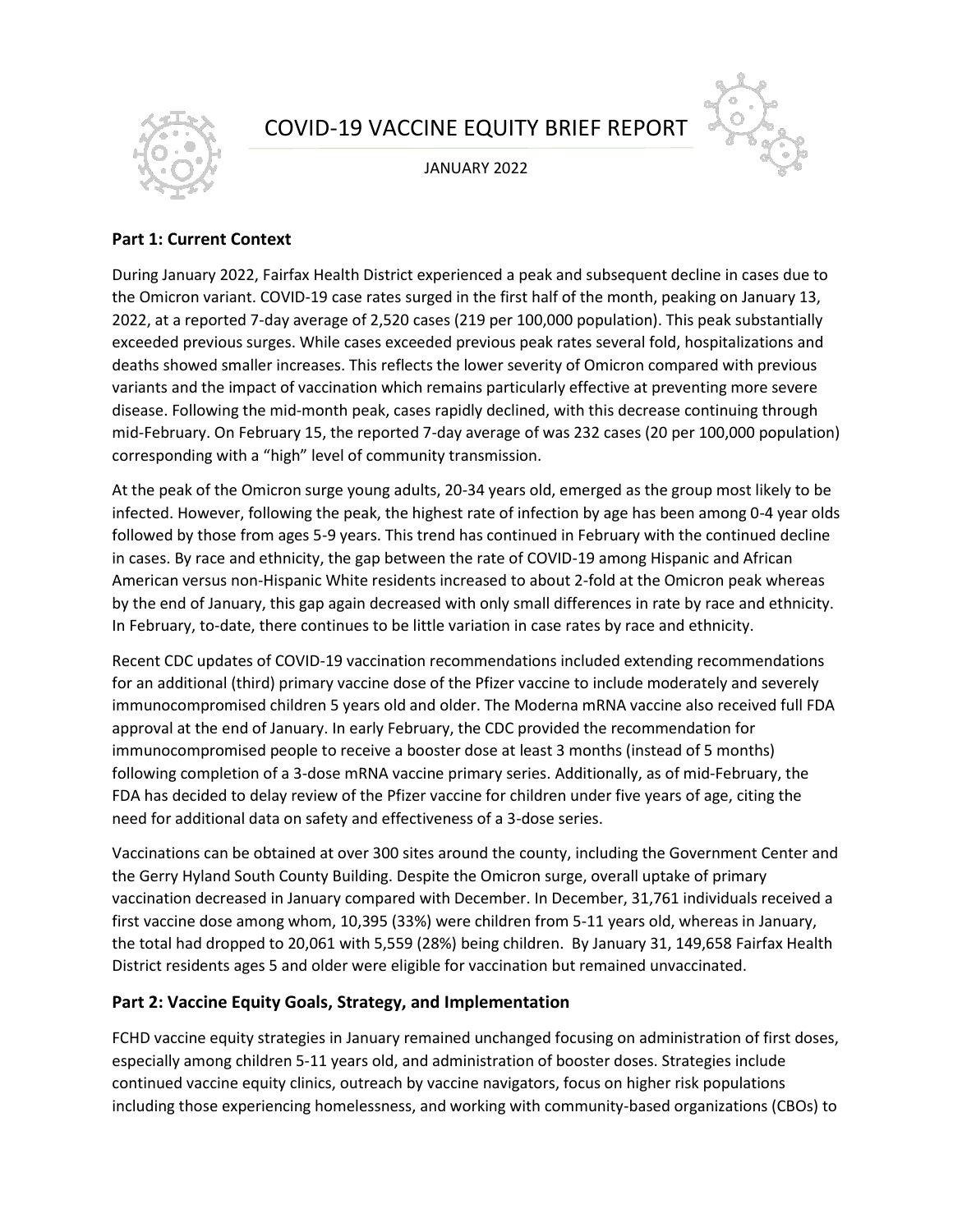# COVID-19 VACCINE EQUITY BRIEF REPORT

JANUARY 2022

## Part 1: Current Context

During January 2022, Fairfax Health District experienced a peak and subsequent decline in cases due to the Omicron variant. COVID-19 case rates surged in the first half of the month, peaking on January 13, 2022, at a reported 7-day average of 2,520 cases (219 per 100,000 population). This peak substantially exceeded previous surges. While cases exceeded previous peak rates several fold, hospitalizations and deaths showed smaller increases. This reflects the lower severity of Omicron compared with previous variants and the impact of vaccination which remains particularly effective at preventing more severe disease. Following the mid-month peak, cases rapidly declined, with this decrease continuing through mid-February. On February 15, the reported 7-day average of was 232 cases (20 per 100,000 population) corresponding with a "high" level of community transmission.

At the peak of the Omicron surge young adults, 20-34 years old, emerged as the group most likely to be infected. However, following the peak, the highest rate of infection by age has been among 0-4 year olds followed by those from ages 5-9 years. This trend has continued in February with the continued decline in cases. By race and ethnicity, the gap between the rate of COVID-19 among Hispanic and African American versus non-Hispanic White residents increased to about 2-fold at the Omicron peak whereas by the end of January, this gap again decreased with only small differences in rate by race and ethnicity. In February, to-date, there continues to be little variation in case rates by race and ethnicity.

Recent CDC updates of COVID-19 vaccination recommendations included extending recommendations for an additional (third) primary vaccine dose of the Pfizer vaccine to include moderately and severely immunocompromised children 5 years old and older. The Moderna mRNA vaccine also received full FDA approval at the end of January. In early February, the CDC provided the recommendation for immunocompromised people to receive a booster dose at least 3 months (instead of 5 months) following completion of a 3-dose mRNA vaccine primary series. Additionally, as of mid-February, the FDA has decided to delay review of the Pfizer vaccine for children under five years of age, citing the need for additional data on safety and effectiveness of a 3-dose series.

Vaccinations can be obtained at over 300 sites around the county, including the Government Center and the Gerry Hyland South County Building. Despite the Omicron surge, overall uptake of primary vaccination decreased in January compared with December. In December, 31,761 individuals received a first vaccine dose among whom, 10,395 (33%) were children from 5-11 years old, whereas in January, the total had dropped to 20,061 with 5,559 (28%) being children. By January 31, 149,658 Fairfax Health District residents ages 5 and older were eligible for vaccination but remained unvaccinated.

## Part 2: Vaccine Equity Goals, Strategy, and Implementation

FCHD vaccine equity strategies in January remained unchanged focusing on administration of first doses, especially among children 5-11 years old, and administration of booster doses. Strategies include continued vaccine equity clinics, outreach by vaccine navigators, focus on higher risk populations including those experiencing homelessness, and working with community-based organizations (CBOs) to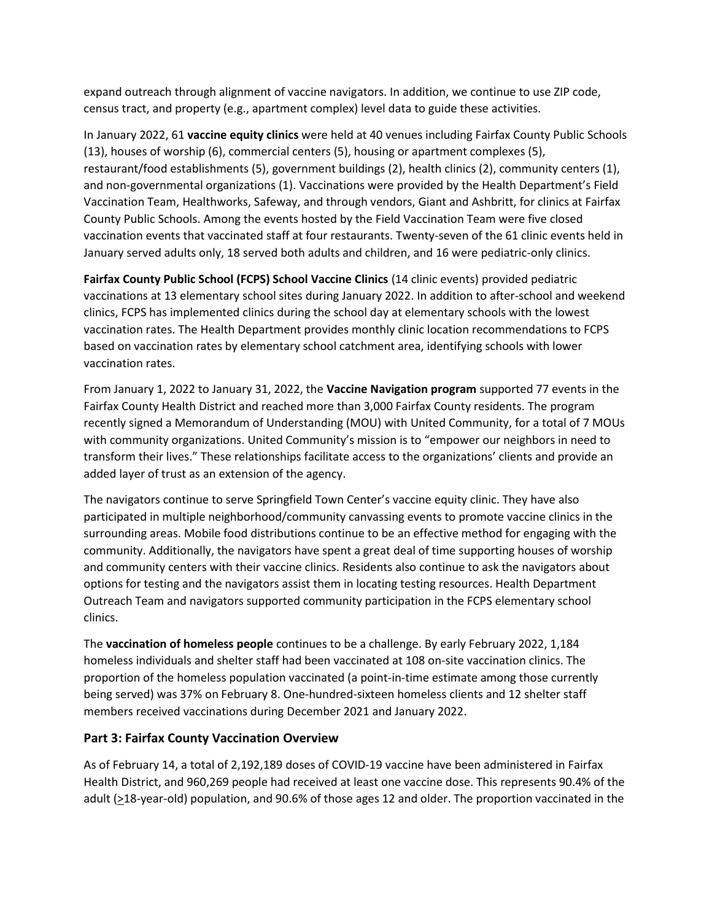expand outreach through alignment of vaccine navigators. In addition, we continue to use ZIP code, census tract, and property (e.g., apartment complex) level data to guide these activities.

In January 2022, 61 **vaccine equity clinics** were held at 40 venues including Fairfax County Public Schools (13), houses of worship (6), commercial centers (5), housing or apartment complexes (5), restaurant/food establishments (5), government buildings (2), health clinics (2), community centers (1), and non-governmental organizations (1). Vaccinations were provided by the Health Department's Field Vaccination Team, Healthworks, Safeway, and through vendors, Giant and Ashbritt, for clinics at Fairfax County Public Schools. Among the events hosted by the Field Vaccination Team were five closed vaccination events that vaccinated staff at four restaurants. Twenty-seven of the 61 clinic events held in January served adults only, 18 served both adults and children, and 16 were pediatric-only clinics.

**Fairfax County Public School (FCPS) School Vaccine Clinics** (14 clinic events) provided pediatric vaccinations at 13 elementary school sites during January 2022. In addition to after-school and weekend clinics, FCPS has implemented clinics during the school day at elementary schools with the lowest vaccination rates. The Health Department provides monthly clinic location recommendations to FCPS based on vaccination rates by elementary school catchment area, identifying schools with lower vaccination rates.

From January 1, 2022 to January 31, 2022, the **Vaccine Navigation program** supported 77 events in the Fairfax County Health District and reached more than 3,000 Fairfax County residents. The program recently signed a Memorandum of Understanding (MOU) with United Community, for a total of 7 MOUs with community organizations. United Community's mission is to "empower our neighbors in need to transform their lives." These relationships facilitate access to the organizations' clients and provide an added layer of trust as an extension of the agency.

The navigators continue to serve Springfield Town Center's vaccine equity clinic. They have also participated in multiple neighborhood/community canvassing events to promote vaccine clinics in the surrounding areas. Mobile food distributions continue to be an effective method for engaging with the community. Additionally, the navigators have spent a great deal of time supporting houses of worship and community centers with their vaccine clinics. Residents also continue to ask the navigators about options for testing and the navigators assist them in locating testing resources. Health Department Outreach Team and navigators supported community participation in the FCPS elementary school clinics.

The **vaccination of homeless people** continues to be a challenge. By early February 2022, 1,184 homeless individuals and shelter staff had been vaccinated at 108 on-site vaccination clinics. The proportion of the homeless population vaccinated (a point-in-time estimate among those currently being served) was 37% on February 8. One-hundred-sixteen homeless clients and 12 shelter staff members received vaccinations during December 2021 and January 2022.

### Part 3: Fairfax County Vaccination Overview

As of February 14, a total of 2,192,189 doses of COVID-19 vaccine have been administered in Fairfax Health District, and 960,269 people had received at least one vaccine dose. This represents 90.4% of the adult (≥18-year-old) population, and 90.6% of those ages 12 and older. The proportion vaccinated in the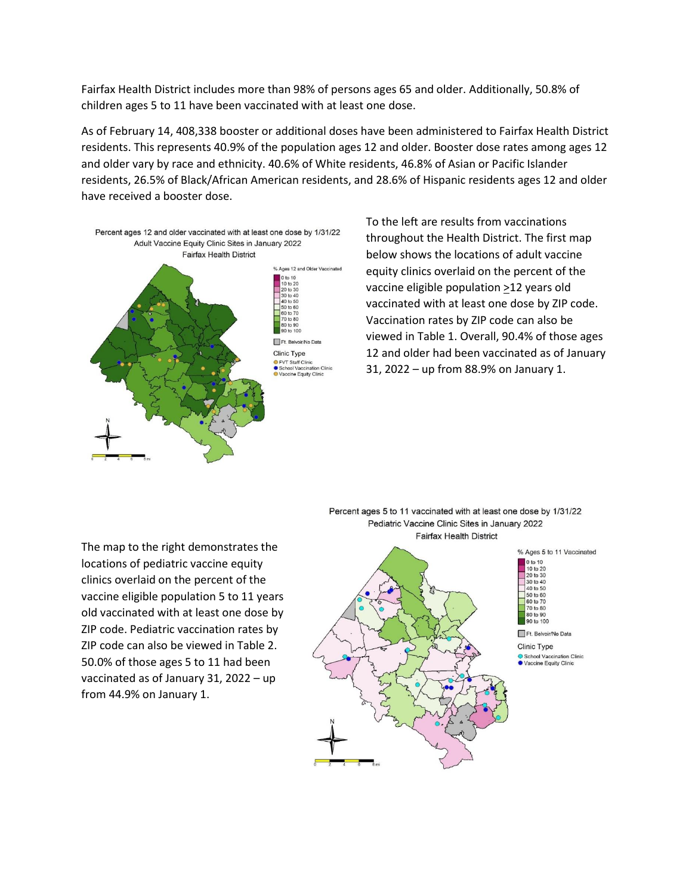Fairfax Health District includes more than 98% of persons ages 65 and older. Additionally, 50.8% of children ages 5 to 11 have been vaccinated with at least one dose.

As of February 14, 408,338 booster or additional doses have been administered to Fairfax Health District residents. This represents 40.9% of the population ages 12 and older. Booster dose rates among ages 12 and older vary by race and ethnicity. 40.6% of White residents, 46.8% of Asian or Pacific Islander residents, 26.5% of Black/African American residents, and 28.6% of Hispanic residents ages 12 and older have received a booster dose.

To the left are results from vaccinations throughout the Health District. The first map below shows the locations of adult vaccine equity clinics overlaid on the percent of the vaccine eligible population ≥12 years old vaccinated with at least one dose by ZIP code. Vaccination rates by ZIP code can also be viewed in Table 1. Overall, 90.4% of those ages 12 and older had been vaccinated as of January 31, 2022 – up from 88.9% on January 1.

Percent ages 12 and older vaccinated with at least one dose by 1/31/22
Adult Vaccine Equity Clinic Sites in January 2022
Fairfax Health District

The map to the right demonstrates the locations of pediatric vaccine equity clinics overlaid on the percent of the vaccine eligible population 5 to 11 years old vaccinated with at least one dose by ZIP code. Pediatric vaccination rates by ZIP code can also be viewed in Table 2. 50.0% of those ages 5 to 11 had been vaccinated as of January 31, 2022 – up from 44.9% on January 1.

Percent ages 5 to 11 vaccinated with at least one dose by 1/31/22
Pediatric Vaccine Clinic Sites in January 2022
Fairfax Health District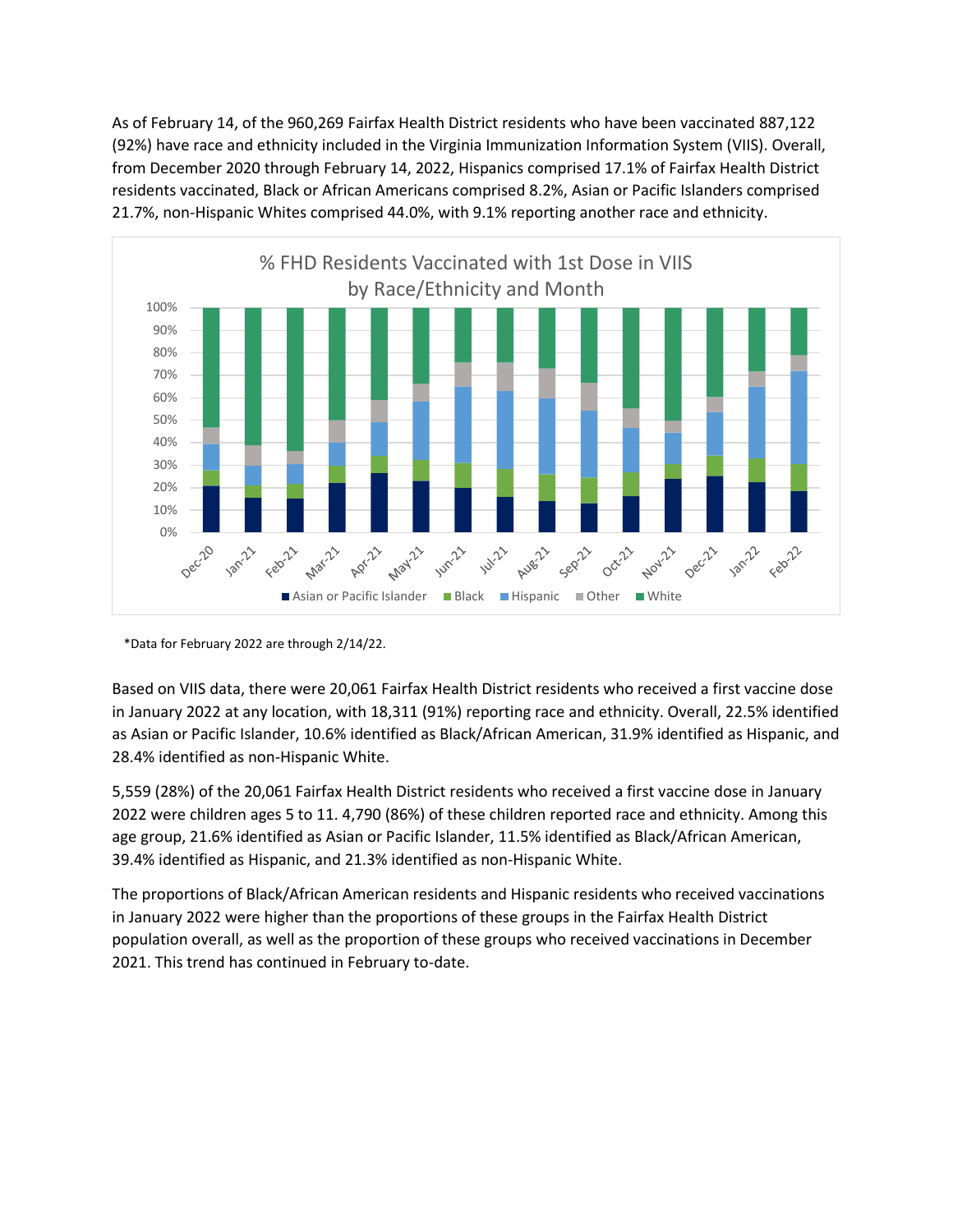As of February 14, of the 960,269 Fairfax Health District residents who have been vaccinated 887,122 (92%) have race and ethnicity included in the Virginia Immunization Information System (VIIS). Overall, from December 2020 through February 14, 2022, Hispanics comprised 17.1% of Fairfax Health District residents vaccinated, Black or African Americans comprised 8.2%, Asian or Pacific Islanders comprised 21.7%, non-Hispanic Whites comprised 44.0%, with 9.1% reporting another race and ethnicity.

% FHD Residents Vaccinated with 1st Dose in VIIS by Race/Ethnicity and Month

*Data for February 2022 are through 2/14/22.

Based on VIIS data, there were 20,061 Fairfax Health District residents who received a first vaccine dose in January 2022 at any location, with 18,311 (91%) reporting race and ethnicity. Overall, 22.5% identified as Asian or Pacific Islander, 10.6% identified as Black/African American, 31.9% identified as Hispanic, and 28.4% identified as non-Hispanic White.

5,559 (28%) of the 20,061 Fairfax Health District residents who received a first vaccine dose in January 2022 were children ages 5 to 11. 4,790 (86%) of these children reported race and ethnicity. Among this age group, 21.6% identified as Asian or Pacific Islander, 11.5% identified as Black/African American, 39.4% identified as Hispanic, and 21.3% identified as non-Hispanic White.

The proportions of Black/African American residents and Hispanic residents who received vaccinations in January 2022 were higher than the proportions of these groups in the Fairfax Health District population overall, as well as the proportion of these groups who received vaccinations in December 2021. This trend has continued in February to-date.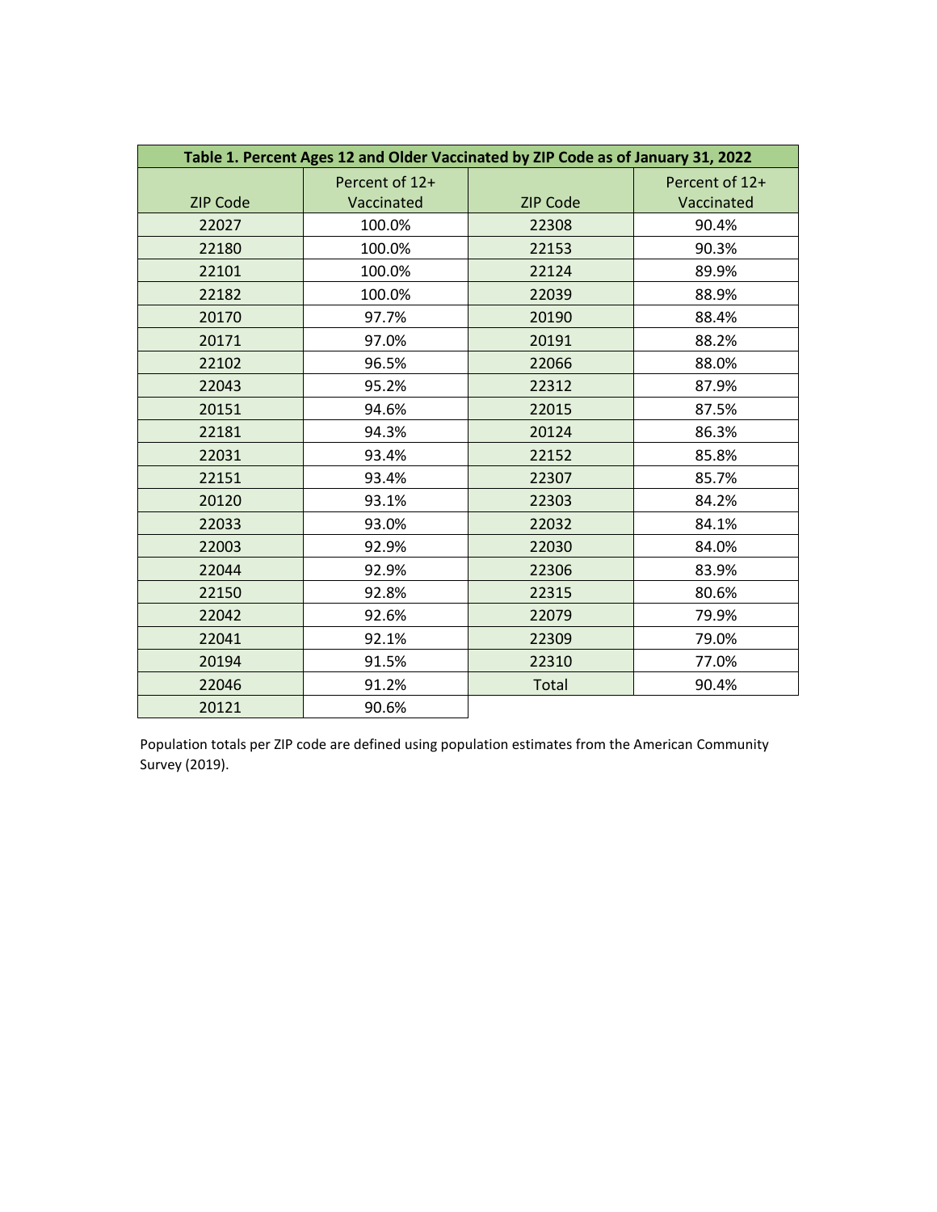| Table 1. Percent Ages 12 and Older Vaccinated by ZIP Code as of January 31, 2022 | | | |
|---|---|---|---|
| ZIP Code | Percent of 12+ Vaccinated | ZIP Code | Percent of 12+ Vaccinated |
| 22027 | 100.0% | 22308 | 90.4% |
| 22180 | 100.0% | 22153 | 90.3% |
| 22101 | 100.0% | 22124 | 89.9% |
| 22182 | 100.0% | 22039 | 88.9% |
| 20170 | 97.7% | 20190 | 88.4% |
| 20171 | 97.0% | 20191 | 88.2% |
| 22102 | 96.5% | 22066 | 88.0% |
| 22043 | 95.2% | 22312 | 87.9% |
| 20151 | 94.6% | 22015 | 87.5% |
| 22181 | 94.3% | 20124 | 86.3% |
| 22031 | 93.4% | 22152 | 85.8% |
| 22151 | 93.4% | 22307 | 85.7% |
| 20120 | 93.1% | 22303 | 84.2% |
| 22033 | 93.0% | 22032 | 84.1% |
| 22003 | 92.9% | 22030 | 84.0% |
| 22044 | 92.9% | 22306 | 83.9% |
| 22150 | 92.8% | 22315 | 80.6% |
| 22042 | 92.6% | 22079 | 79.9% |
| 22041 | 92.1% | 22309 | 79.0% |
| 20194 | 91.5% | 22310 | 77.0% |
| 22046 | 91.2% | Total | 90.4% |
| 20121 | 90.6% | | |

Population totals per ZIP code are defined using population estimates from the American Community Survey (2019).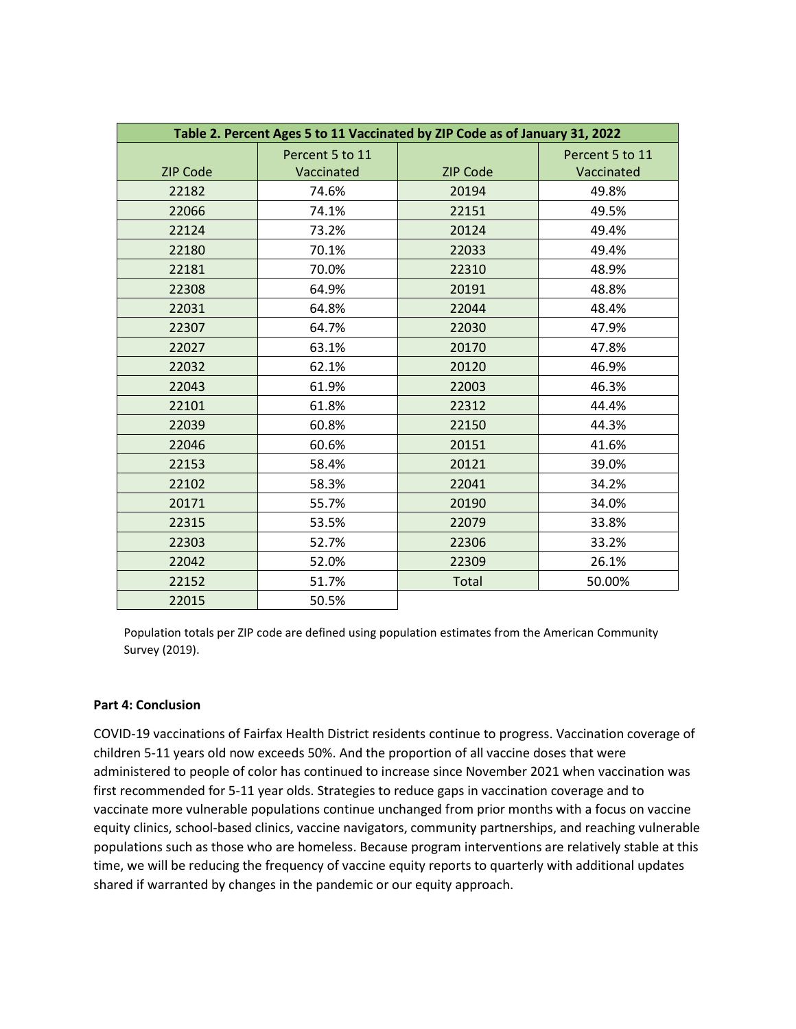| Table 2. Percent Ages 5 to 11 Vaccinated by ZIP Code as of January 31, 2022 | | | |
|---|---|---|---|
| ZIP Code | Percent 5 to 11 Vaccinated | ZIP Code | Percent 5 to 11 Vaccinated |
| 22182 | 74.6% | 20194 | 49.8% |
| 22066 | 74.1% | 22151 | 49.5% |
| 22124 | 73.2% | 20124 | 49.4% |
| 22180 | 70.1% | 22033 | 49.4% |
| 22181 | 70.0% | 22310 | 48.9% |
| 22308 | 64.9% | 20191 | 48.8% |
| 22031 | 64.8% | 22044 | 48.4% |
| 22307 | 64.7% | 22030 | 47.9% |
| 22027 | 63.1% | 20170 | 47.8% |
| 22032 | 62.1% | 20120 | 46.9% |
| 22043 | 61.9% | 22003 | 46.3% |
| 22101 | 61.8% | 22312 | 44.4% |
| 22039 | 60.8% | 22150 | 44.3% |
| 22046 | 60.6% | 20151 | 41.6% |
| 22153 | 58.4% | 20121 | 39.0% |
| 22102 | 58.3% | 22041 | 34.2% |
| 20171 | 55.7% | 20190 | 34.0% |
| 22315 | 53.5% | 22079 | 33.8% |
| 22303 | 52.7% | 22306 | 33.2% |
| 22042 | 52.0% | 22309 | 26.1% |
| 22152 | 51.7% | Total | 50.00% |
| 22015 | 50.5% | | |

Population totals per ZIP code are defined using population estimates from the American Community Survey (2019).

**Part 4: Conclusion**

COVID-19 vaccinations of Fairfax Health District residents continue to progress. Vaccination coverage of children 5-11 years old now exceeds 50%. And the proportion of all vaccine doses that were administered to people of color has continued to increase since November 2021 when vaccination was first recommended for 5-11 year olds. Strategies to reduce gaps in vaccination coverage and to vaccinate more vulnerable populations continue unchanged from prior months with a focus on vaccine equity clinics, school-based clinics, vaccine navigators, community partnerships, and reaching vulnerable populations such as those who are homeless. Because program interventions are relatively stable at this time, we will be reducing the frequency of vaccine equity reports to quarterly with additional updates shared if warranted by changes in the pandemic or our equity approach.